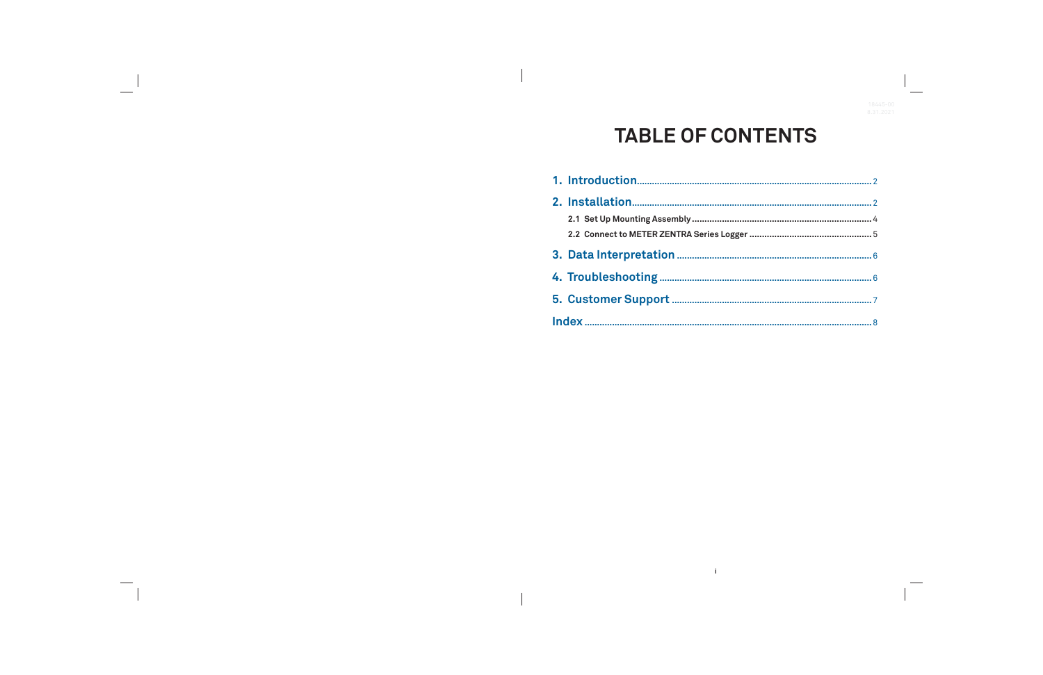# TABLE OF CONTENTS

1. Introduction .......... 2
2. Installation .......... 2
   - 2.1 Set Up Mounting Assembly .......... 4
   - 2.2 Connect to METER ZENTRA Series Logger .......... 5
3. Data Interpretation .......... 6
4. Troubleshooting .......... 6
5. Customer Support .......... 7

Index .......... 8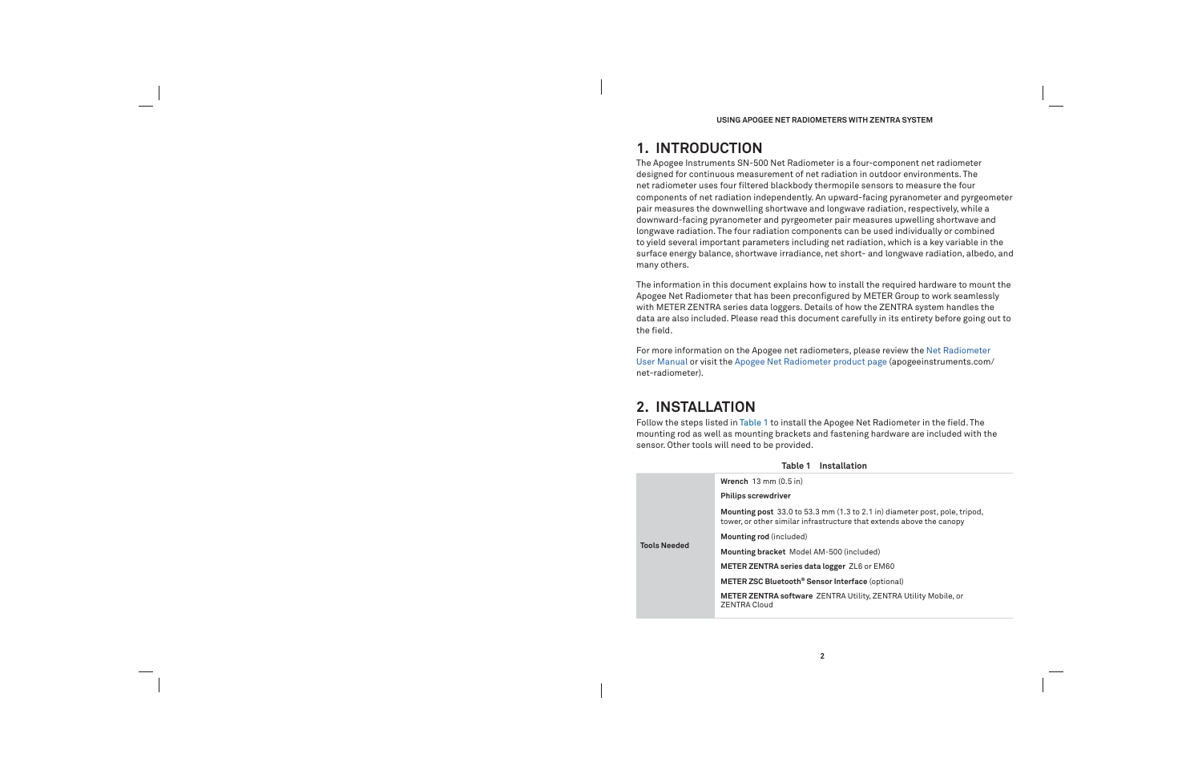# 1. INTRODUCTION

The Apogee Instruments SN-500 Net Radiometer is a four-component net radiometer designed for continuous measurement of net radiation in outdoor environments. The net radiometer uses four filtered blackbody thermopile sensors to measure the four components of net radiation independently. An upward-facing pyranometer and pyrgeometer pair measures the downwelling shortwave and longwave radiation, respectively, while a downward-facing pyranometer and pyrgeometer pair measures upwelling shortwave and longwave radiation. The four radiation components can be used individually or combined to yield several important parameters including net radiation, which is a key variable in the surface energy balance, shortwave irradiance, net short- and longwave radiation, albedo, and many others.

The information in this document explains how to install the required hardware to mount the Apogee Net Radiometer that has been preconfigured by METER Group to work seamlessly with METER ZENTRA series data loggers. Details of how the ZENTRA system handles the data are also included. Please read this document carefully in its entirety before going out to the field.

For more information on the Apogee net radiometers, please review the Net Radiometer User Manual or visit the Apogee Net Radiometer product page (apogeeinstruments.com/net-radiometer).

# 2. INSTALLATION

Follow the steps listed in Table 1 to install the Apogee Net Radiometer in the field. The mounting rod as well as mounting brackets and fastening hardware are included with the sensor. Other tools will need to be provided.

**Table 1 Installation**

| | |
|---|---|
| **Tools Needed** | **Wrench** 13 mm (0.5 in) |
| | **Philips screwdriver** |
| | **Mounting post** 33.0 to 53.3 mm (1.3 to 2.1 in) diameter post, pole, tripod, tower, or other similar infrastructure that extends above the canopy |
| | **Mounting rod** (included) |
| | **Mounting bracket** Model AM-500 (included) |
| | **METER ZENTRA series data logger** ZL6 or EM60 |
| | **METER ZSC Bluetooth® Sensor Interface** (optional) |
| | **METER ZENTRA software** ZENTRA Utility, ZENTRA Utility Mobile, or ZENTRA Cloud |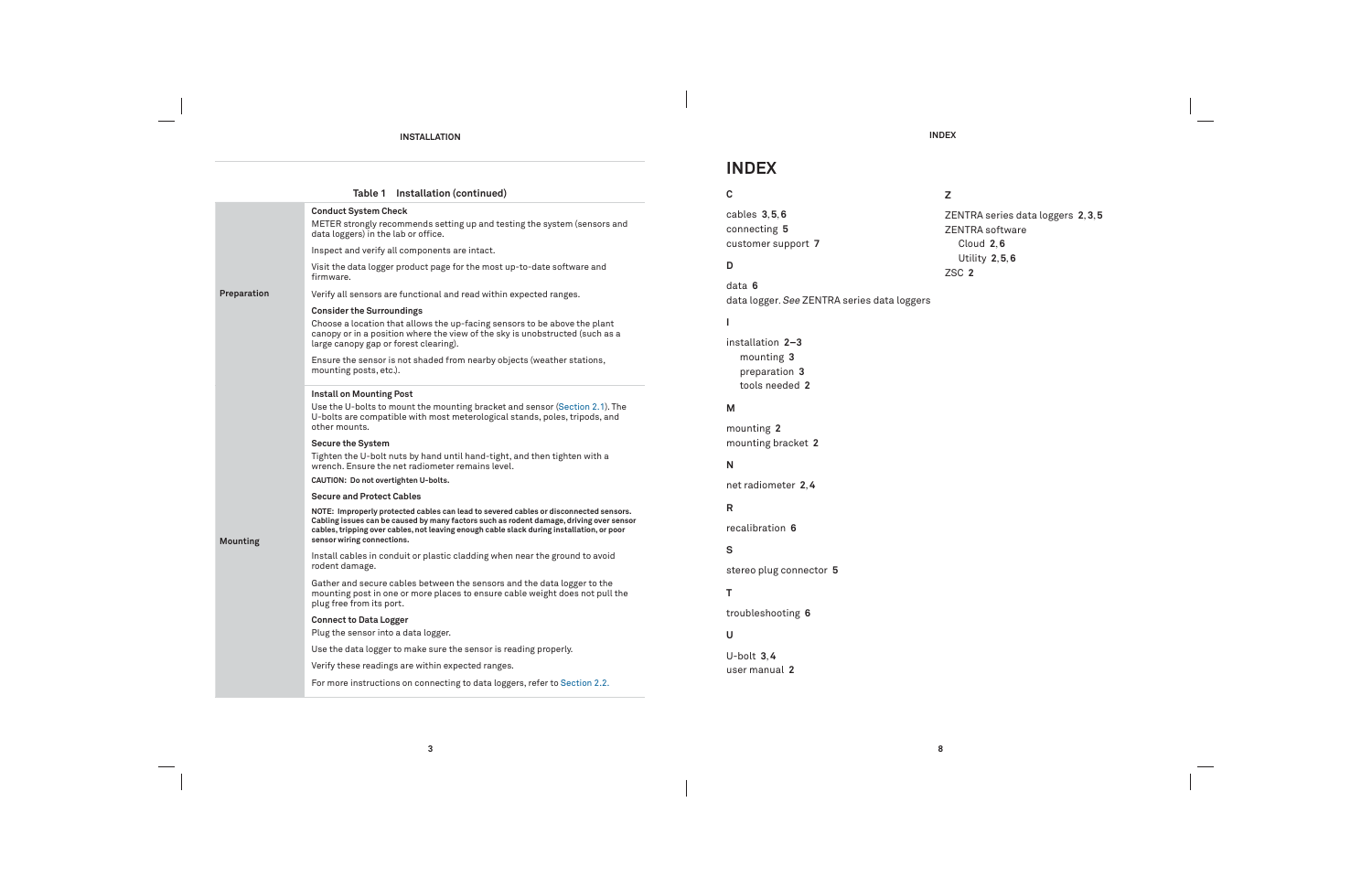Table 1 Installation (continued)

| | |
|---|---|
| Preparation | **Conduct System Check**<br>METER strongly recommends setting up and testing the system (sensors and data loggers) in the lab or office.<br>Inspect and verify all components are intact.<br>Visit the data logger product page for the most up-to-date software and firmware.<br>Verify all sensors are functional and read within expected ranges.<br>**Consider the Surroundings**<br>Choose a location that allows the up-facing sensors to be above the plant canopy or in a position where the view of the sky is unobstructed (such as a large canopy gap or forest clearing).<br>Ensure the sensor is not shaded from nearby objects (weather stations, mounting posts, etc.). |
| Mounting | **Install on Mounting Post**<br>Use the U-bolts to mount the mounting bracket and sensor (Section 2.1). The U-bolts are compatible with most meterological stands, poles, tripods, and other mounts.<br>**Secure the System**<br>Tighten the U-bolt nuts by hand until hand-tight, and then tighten with a wrench. Ensure the net radiometer remains level.<br>**CAUTION: Do not overtighten U-bolts.**<br>**Secure and Protect Cables**<br>**NOTE: Improperly protected cables can lead to severed cables or disconnected sensors. Cabling issues can be caused by many factors such as rodent damage, driving over sensor cables, tripping over cables, not leaving enough cable slack during installation, or poor sensor wiring connections.**<br>Install cables in conduit or plastic cladding when near the ground to avoid rodent damage.<br>Gather and secure cables between the sensors and the data logger to the mounting post in one or more places to ensure cable weight does not pull the plug free from its port.<br>**Connect to Data Logger**<br>Plug the sensor into a data logger.<br>Use the data logger to make sure the sensor is reading properly.<br>Verify these readings are within expected ranges.<br>For more instructions on connecting to data loggers, refer to Section 2.2. |

# INDEX

**C**

cables **3, 5, 6**
connecting **5**
customer support **7**

**D**

data **6**
data logger. *See* ZENTRA series data loggers

**I**

installation **2–3**
  mounting **3**
  preparation **3**
  tools needed **2**

**M**

mounting **2**
mounting bracket **2**

**N**

net radiometer **2, 4**

**R**

recalibration **6**

**S**

stereo plug connector **5**

**T**

troubleshooting **6**

**U**

U-bolt **3, 4**
user manual **2**

**Z**

ZENTRA series data loggers **2, 3, 5**
ZENTRA software
  Cloud **2, 6**
  Utility **2, 5, 6**
ZSC **2**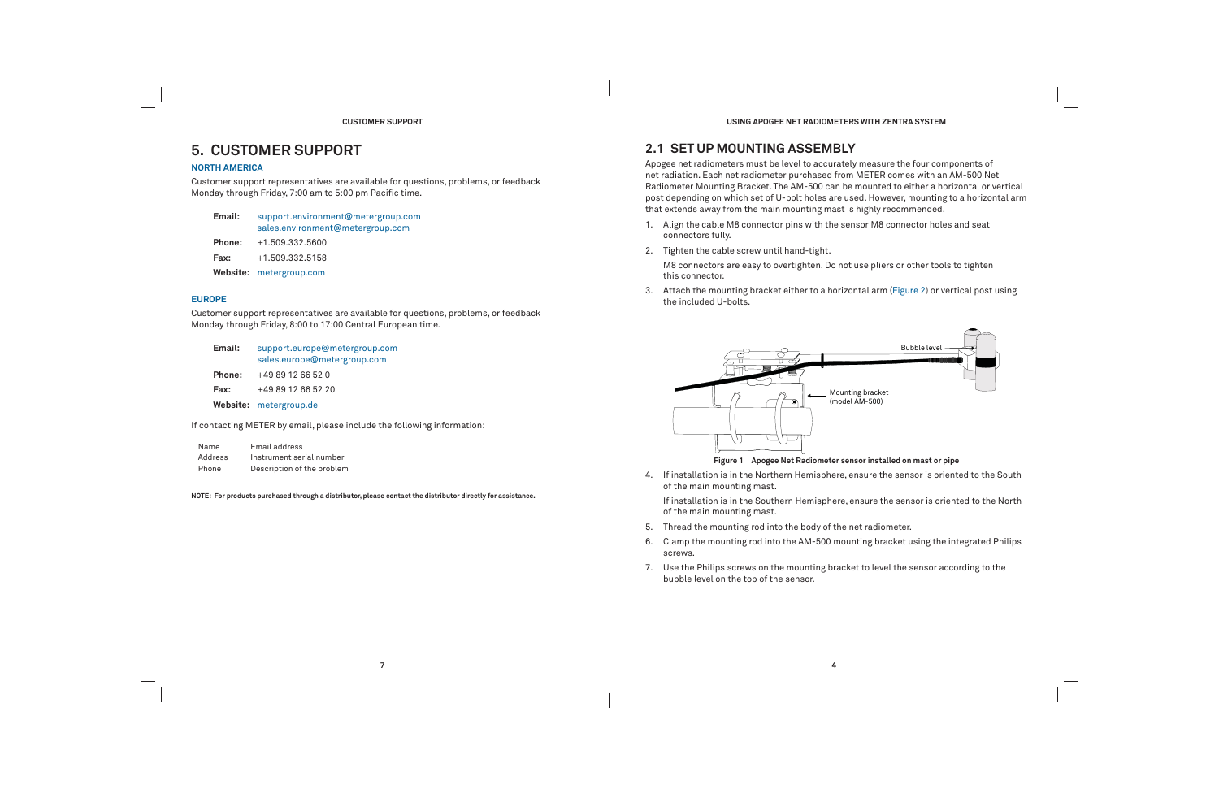# 5. CUSTOMER SUPPORT

### NORTH AMERICA

Customer support representatives are available for questions, problems, or feedback Monday through Friday, 7:00 am to 5:00 pm Pacific time.

**Email:** support.environment@metergroup.com
sales.environment@metergroup.com

**Phone:** +1.509.332.5600

**Fax:** +1.509.332.5158

**Website:** metergroup.com

### EUROPE

Customer support representatives are available for questions, problems, or feedback Monday through Friday, 8:00 to 17:00 Central European time.

**Email:** support.europe@metergroup.com
sales.europe@metergroup.com

**Phone:** +49 89 12 66 52 0

**Fax:** +49 89 12 66 52 20

**Website:** metergroup.de

If contacting METER by email, please include the following information:

| | |
|---|---|
| Name | Email address |
| Address | Instrument serial number |
| Phone | Description of the problem |

**NOTE: For products purchased through a distributor, please contact the distributor directly for assistance.**

## 2.1 SET UP MOUNTING ASSEMBLY

Apogee net radiometers must be level to accurately measure the four components of net radiation. Each net radiometer purchased from METER comes with an AM-500 Net Radiometer Mounting Bracket. The AM-500 can be mounted to either a horizontal or vertical post depending on which set of U-bolt holes are used. However, mounting to a horizontal arm that extends away from the main mounting mast is highly recommended.

1. Align the cable M8 connector pins with the sensor M8 connector holes and seat connectors fully.
2. Tighten the cable screw until hand-tight.

   M8 connectors are easy to overtighten. Do not use pliers or other tools to tighten this connector.
3. Attach the mounting bracket either to a horizontal arm (Figure 2) or vertical post using the included U-bolts.

Bubble level

Mounting bracket (model AM-500)

**Figure 1 Apogee Net Radiometer sensor installed on mast or pipe**

4. If installation is in the Northern Hemisphere, ensure the sensor is oriented to the South of the main mounting mast.

   If installation is in the Southern Hemisphere, ensure the sensor is oriented to the North of the main mounting mast.
5. Thread the mounting rod into the body of the net radiometer.
6. Clamp the mounting rod into the AM-500 mounting bracket using the integrated Philips screws.
7. Use the Philips screws on the mounting bracket to level the sensor according to the bubble level on the top of the sensor.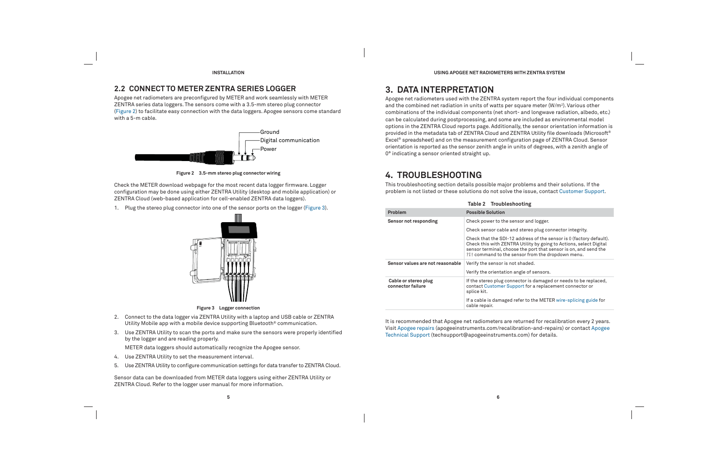## 2.2 CONNECT TO METER ZENTRA SERIES LOGGER

Apogee net radiometers are preconfigured by METER and work seamlessly with METER ZENTRA series data loggers. The sensors come with a 3.5-mm stereo plug connector (Figure 2) to facilitate easy connection with the data loggers. Apogee sensors come standard with a 5-m cable.

Ground
Digital communication
Power

**Figure 2 3.5-mm stereo plug connector wiring**

Check the METER download webpage for the most recent data logger firmware. Logger configuration may be done using either ZENTRA Utility (desktop and mobile application) or ZENTRA Cloud (web-based application for cell-enabled ZENTRA data loggers).

1. Plug the stereo plug connector into one of the sensor ports on the logger (Figure 3).

**Figure 3 Logger connection**

2. Connect to the data logger via ZENTRA Utility with a laptop and USB cable or ZENTRA Utility Mobile app with a mobile device supporting Bluetooth® communication.
3. Use ZENTRA Utility to scan the ports and make sure the sensors were properly identified by the logger and are reading properly.

   METER data loggers should automatically recognize the Apogee sensor.
4. Use ZENTRA Utility to set the measurement interval.
5. Use ZENTRA Utility to configure communication settings for data transfer to ZENTRA Cloud.

Sensor data can be downloaded from METER data loggers using either ZENTRA Utility or ZENTRA Cloud. Refer to the logger user manual for more information.

# 3. DATA INTERPRETATION

Apogee net radiometers used with the ZENTRA system report the four individual components and the combined net radiation in units of watts per square meter ($W/m^2$). Various other combinations of the individual components (net short- and longwave radiation, albedo, etc.) can be calculated during postprocessing, and some are included as environmental model options in the ZENTRA Cloud reports page. Additionally, the sensor orientation information is provided in the metadata tab of ZENTRA Cloud and ZENTRA Utility file downloads (Microsoft® Excel® spreadsheet) and on the measurement configuration page of ZENTRA Cloud. Sensor orientation is reported as the sensor zenith angle in units of degrees, with a zenith angle of 0° indicating a sensor oriented straight up.

# 4. TROUBLESHOOTING

This troubleshooting section details possible major problems and their solutions. If the problem is not listed or these solutions do not solve the issue, contact Customer Support.

**Table 2 Troubleshooting**

| Problem | Possible Solution |
|---|---|
| **Sensor not responding** | Check power to the sensor and logger. |
| | Check sensor cable and stereo plug connector integrity. |
| | Check that the SDI-12 address of the sensor is 0 (factory default). Check this with ZENTRA Utility by going to Actions, select Digital sensor terminal, choose the port that sensor is on, and send the ?I! command to the sensor from the dropdown menu. |
| **Sensor values are not reasonable** | Verify the sensor is not shaded. |
| | Verify the orientation angle of sensors. |
| **Cable or stereo plug connector failure** | If the stereo plug connector is damaged or needs to be replaced, contact Customer Support for a replacement connector or splice kit. |
| | If a cable is damaged refer to the METER wire-splicing guide for cable repair. |

It is recommended that Apogee net radiometers are returned for recalibration every 2 years. Visit Apogee repairs (apogeeinstruments.com/recalibration-and-repairs) or contact Apogee Technical Support (techsupport@apogeeinstruments.com) for details.